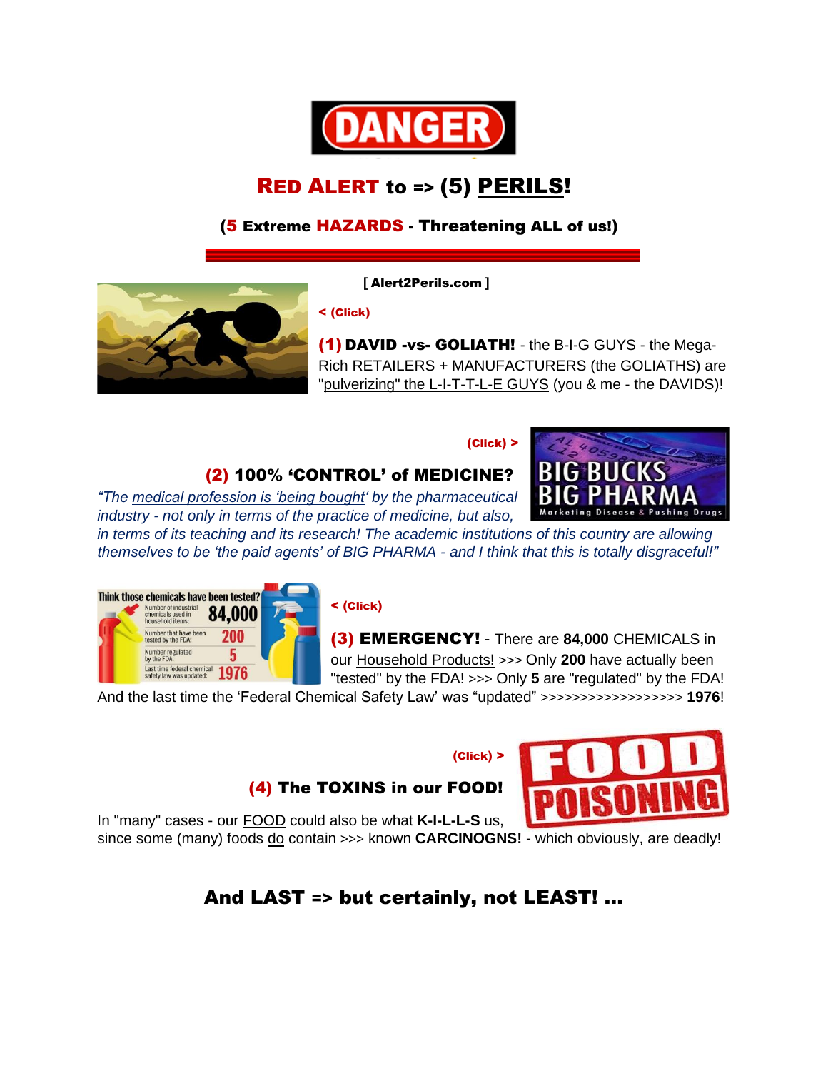DANGER

# RED ALERT to => (5) PERILS!

### (5 Extreme HAZARDS - Threatening ALL of us!)

---

**[ Alert2Perils.com ]**

< (Click)

**(1) DAVID -vs- GOLIATH!** - the B-I-G GUYS - the Mega-Rich RETAILERS + MANUFACTURERS (the GOLIATHS) are "pulverizing" the L-I-T-T-L-E GUYS (you & me - the DAVIDS)!

(Click) >

### (2) 100% 'CONTROL' of MEDICINE?

*"The medical profession is 'being bought' by the pharmaceutical industry - not only in terms of the practice of medicine, but also, in terms of its teaching and its research! The academic institutions of this country are allowing themselves to be 'the paid agents' of BIG PHARMA - and I think that this is totally disgraceful!"*

< (Click)

**(3) EMERGENCY!** - There are **84,000** CHEMICALS in our Household Products! >>> Only **200** have actually been "tested" by the FDA! >>> Only **5** are "regulated" by the FDA! And the last time the 'Federal Chemical Safety Law' was "updated" >>>>>>>>>>>>>>>>>> **1976**!

(Click) >

### (4) The TOXINS in our FOOD!

In "many" cases - our FOOD could also be what **K-I-L-L-S** us, since some (many) foods do contain >>> known **CARCINOGNS!** - which obviously, are deadly!

## And LAST => but certainly, not LEAST! ...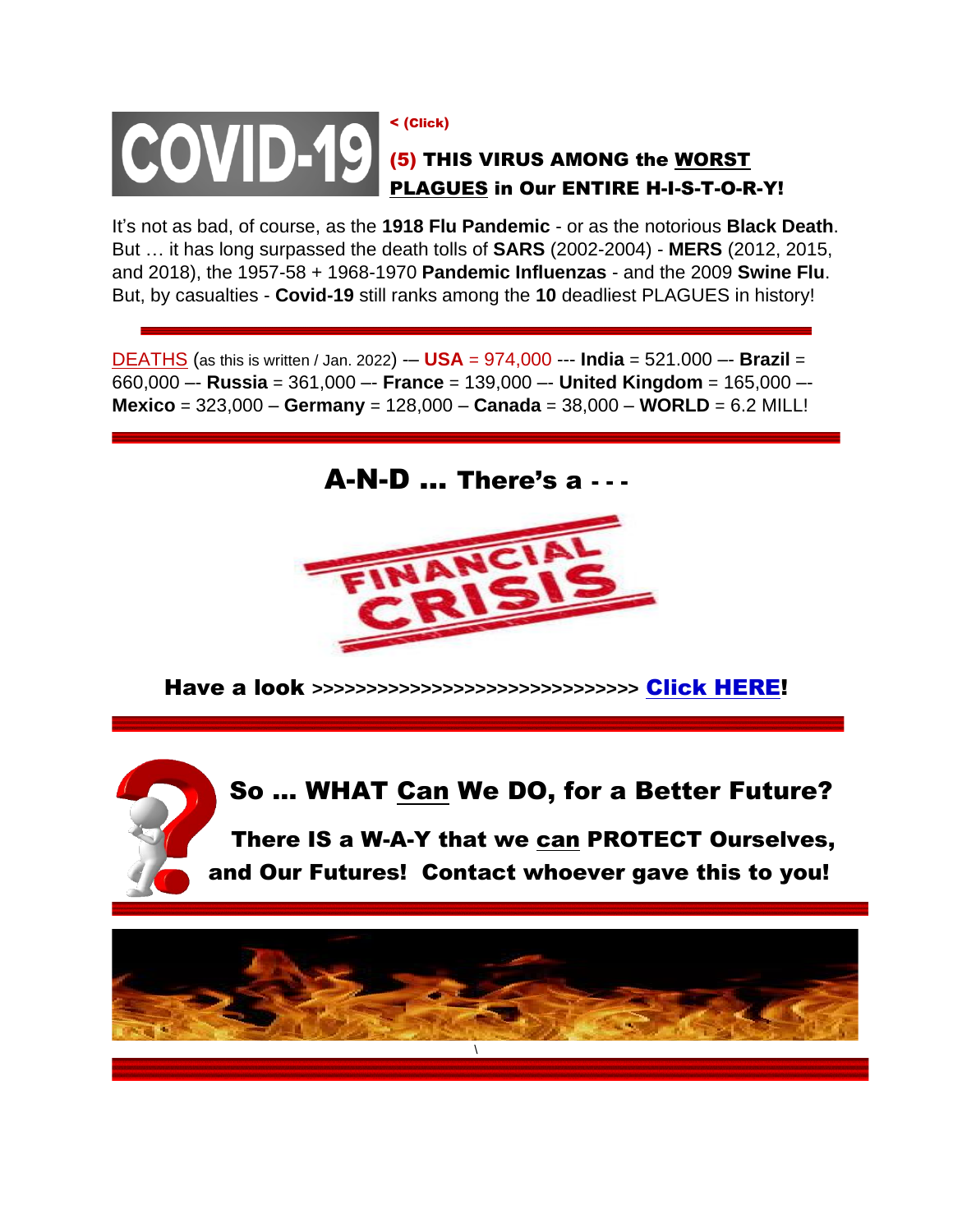# COVID-19

< (Click)

## (5) THIS VIRUS AMONG the WORST PLAGUES in Our ENTIRE H-I-S-T-O-R-Y!

It's not as bad, of course, as the **1918 Flu Pandemic** - or as the notorious **Black Death**. But … it has long surpassed the death tolls of **SARS** (2002-2004) - **MERS** (2012, 2015, and 2018), the 1957-58 + 1968-1970 **Pandemic Influenzas** - and the 2009 **Swine Flu**. But, by casualties - **Covid-19** still ranks among the **10** deadliest PLAGUES in history!

---

DEATHS (as this is written / Jan. 2022) -– **USA** = 974,000 --- **India** = 521.000 –- **Brazil** = 660,000 –- **Russia** = 361,000 –- **France** = 139,000 –- **United Kingdom** = 165,000 –- **Mexico** = 323,000 – **Germany** = 128,000 – **Canada** = 38,000 – **WORLD** = 6.2 MILL!

---

## A-N-D … There's a - - -

FINANCIAL CRISIS

**Have a look >>>>>>>>>>>>>>>>>>>>>>>>>>>>>>> Click HERE!**

---

## So … WHAT Can We DO, for a Better Future?

**There IS a W-A-Y that we can PROTECT Ourselves, and Our Futures! Contact whoever gave this to you!**

---

\